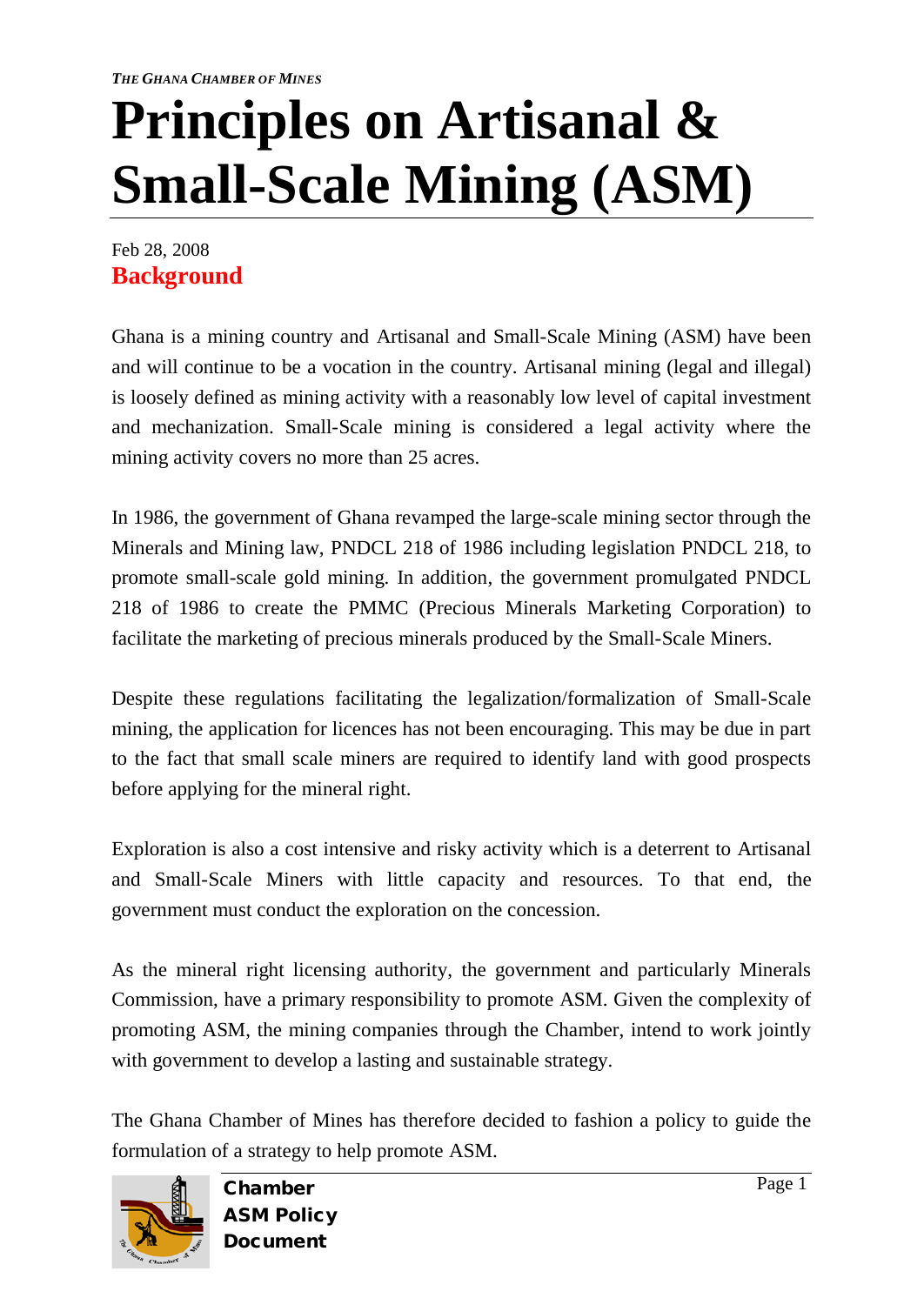*THE GHANA CHAMBER OF MINES*

# Principles on Artisanal & Small-Scale Mining (ASM)

Feb 28, 2008

## Background

Ghana is a mining country and Artisanal and Small-Scale Mining (ASM) have been and will continue to be a vocation in the country. Artisanal mining (legal and illegal) is loosely defined as mining activity with a reasonably low level of capital investment and mechanization. Small-Scale mining is considered a legal activity where the mining activity covers no more than 25 acres.

In 1986, the government of Ghana revamped the large-scale mining sector through the Minerals and Mining law, PNDCL 218 of 1986 including legislation PNDCL 218, to promote small-scale gold mining. In addition, the government promulgated PNDCL 218 of 1986 to create the PMMC (Precious Minerals Marketing Corporation) to facilitate the marketing of precious minerals produced by the Small-Scale Miners.

Despite these regulations facilitating the legalization/formalization of Small-Scale mining, the application for licences has not been encouraging. This may be due in part to the fact that small scale miners are required to identify land with good prospects before applying for the mineral right.

Exploration is also a cost intensive and risky activity which is a deterrent to Artisanal and Small-Scale Miners with little capacity and resources. To that end, the government must conduct the exploration on the concession.

As the mineral right licensing authority, the government and particularly Minerals Commission, have a primary responsibility to promote ASM. Given the complexity of promoting ASM, the mining companies through the Chamber, intend to work jointly with government to develop a lasting and sustainable strategy.

The Ghana Chamber of Mines has therefore decided to fashion a policy to guide the formulation of a strategy to help promote ASM.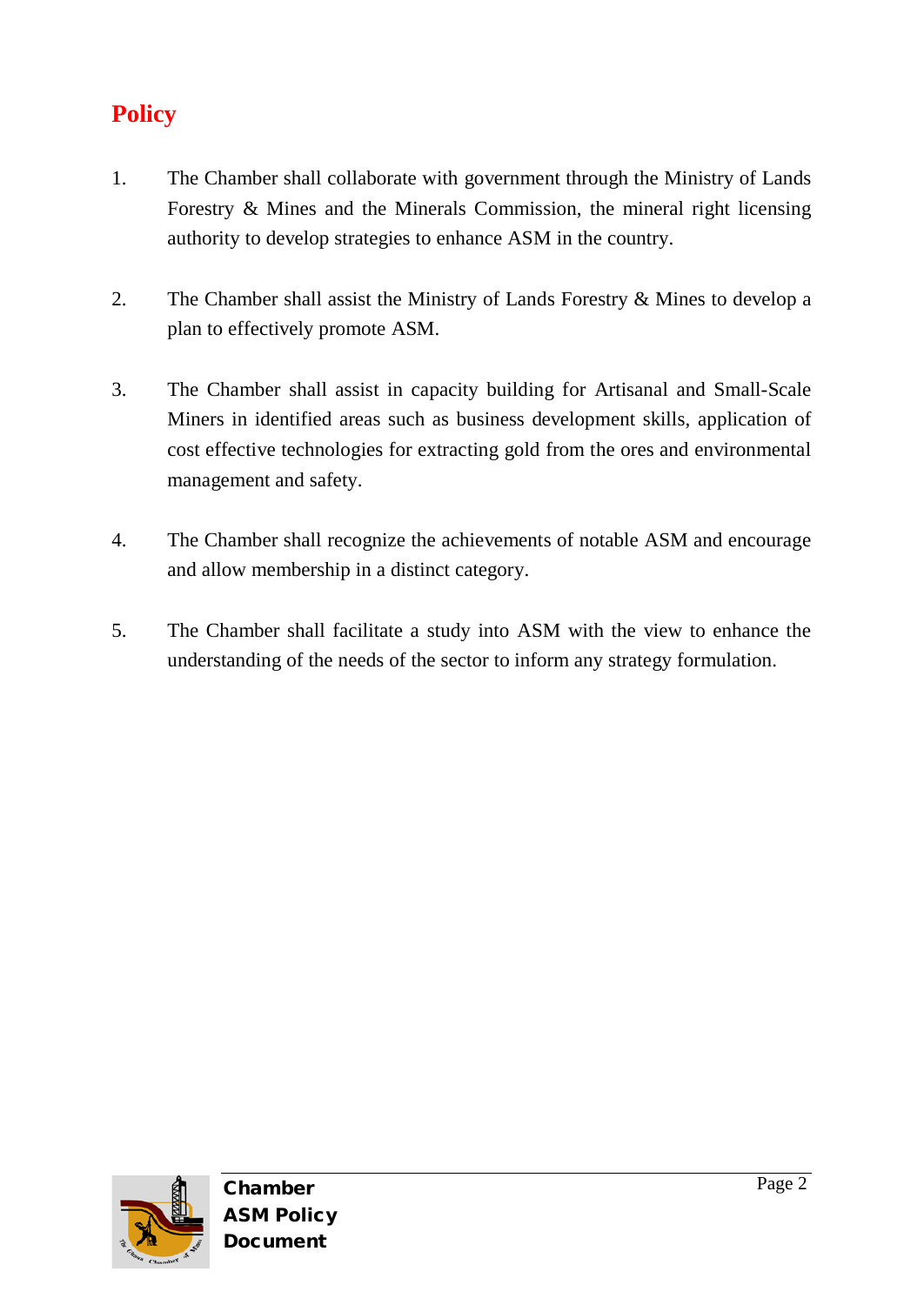## Policy

1. The Chamber shall collaborate with government through the Ministry of Lands Forestry & Mines and the Minerals Commission, the mineral right licensing authority to develop strategies to enhance ASM in the country.

2. The Chamber shall assist the Ministry of Lands Forestry & Mines to develop a plan to effectively promote ASM.

3. The Chamber shall assist in capacity building for Artisanal and Small-Scale Miners in identified areas such as business development skills, application of cost effective technologies for extracting gold from the ores and environmental management and safety.

4. The Chamber shall recognize the achievements of notable ASM and encourage and allow membership in a distinct category.

5. The Chamber shall facilitate a study into ASM with the view to enhance the understanding of the needs of the sector to inform any strategy formulation.